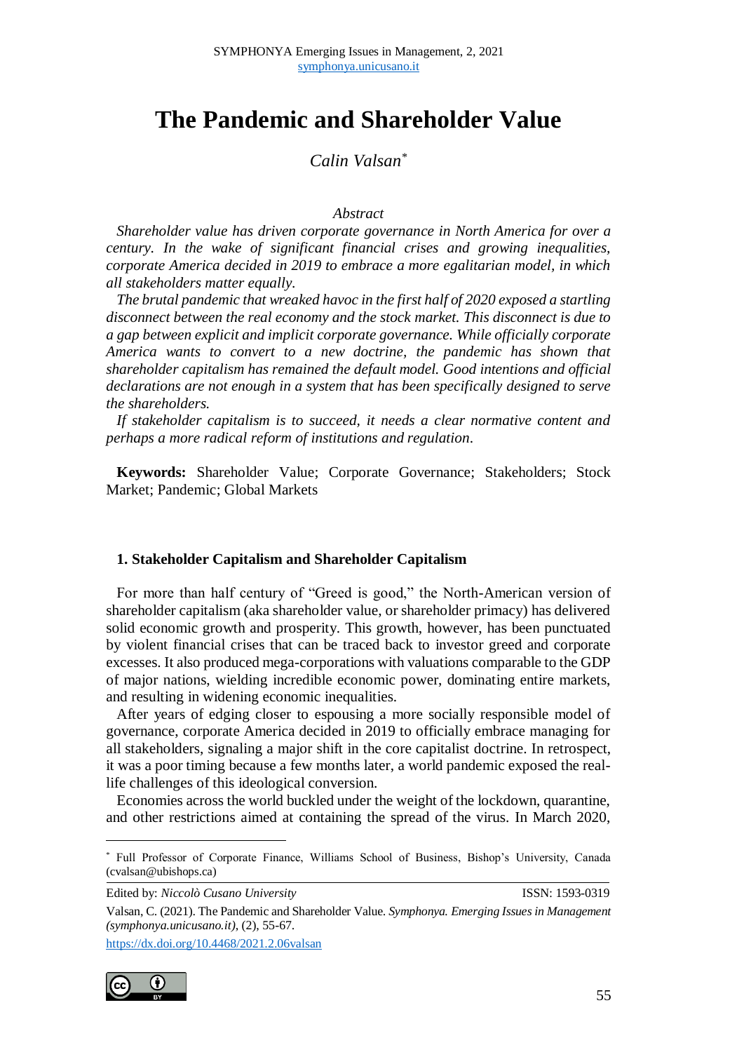# The Pandemic and Shareholder Value

*Calin Valsan*[*]

*Abstract*

*Shareholder value has driven corporate governance in North America for over a century. In the wake of significant financial crises and growing inequalities, corporate America decided in 2019 to embrace a more egalitarian model, in which all stakeholders matter equally.*

*The brutal pandemic that wreaked havoc in the first half of 2020 exposed a startling disconnect between the real economy and the stock market. This disconnect is due to a gap between explicit and implicit corporate governance. While officially corporate America wants to convert to a new doctrine, the pandemic has shown that shareholder capitalism has remained the default model. Good intentions and official declarations are not enough in a system that has been specifically designed to serve the shareholders.*

*If stakeholder capitalism is to succeed, it needs a clear normative content and perhaps a more radical reform of institutions and regulation.*

**Keywords:** Shareholder Value; Corporate Governance; Stakeholders; Stock Market; Pandemic; Global Markets

## 1. Stakeholder Capitalism and Shareholder Capitalism

For more than half century of "Greed is good," the North-American version of shareholder capitalism (aka shareholder value, or shareholder primacy) has delivered solid economic growth and prosperity. This growth, however, has been punctuated by violent financial crises that can be traced back to investor greed and corporate excesses. It also produced mega-corporations with valuations comparable to the GDP of major nations, wielding incredible economic power, dominating entire markets, and resulting in widening economic inequalities.

After years of edging closer to espousing a more socially responsible model of governance, corporate America decided in 2019 to officially embrace managing for all stakeholders, signaling a major shift in the core capitalist doctrine. In retrospect, it was a poor timing because a few months later, a world pandemic exposed the real-life challenges of this ideological conversion.

Economies across the world buckled under the weight of the lockdown, quarantine, and other restrictions aimed at containing the spread of the virus. In March 2020,

---

[*] Full Professor of Corporate Finance, Williams School of Business, Bishop's University, Canada (cvalsan@ubishops.ca)

Edited by: *Niccolò Cusano University* ISSN: 1593-0319

Valsan, C. (2021). The Pandemic and Shareholder Value. *Symphonya. Emerging Issues in Management (symphonya.unicusano.it)*, (2), 55-67.

https://dx.doi.org/10.4468/2021.2.06valsan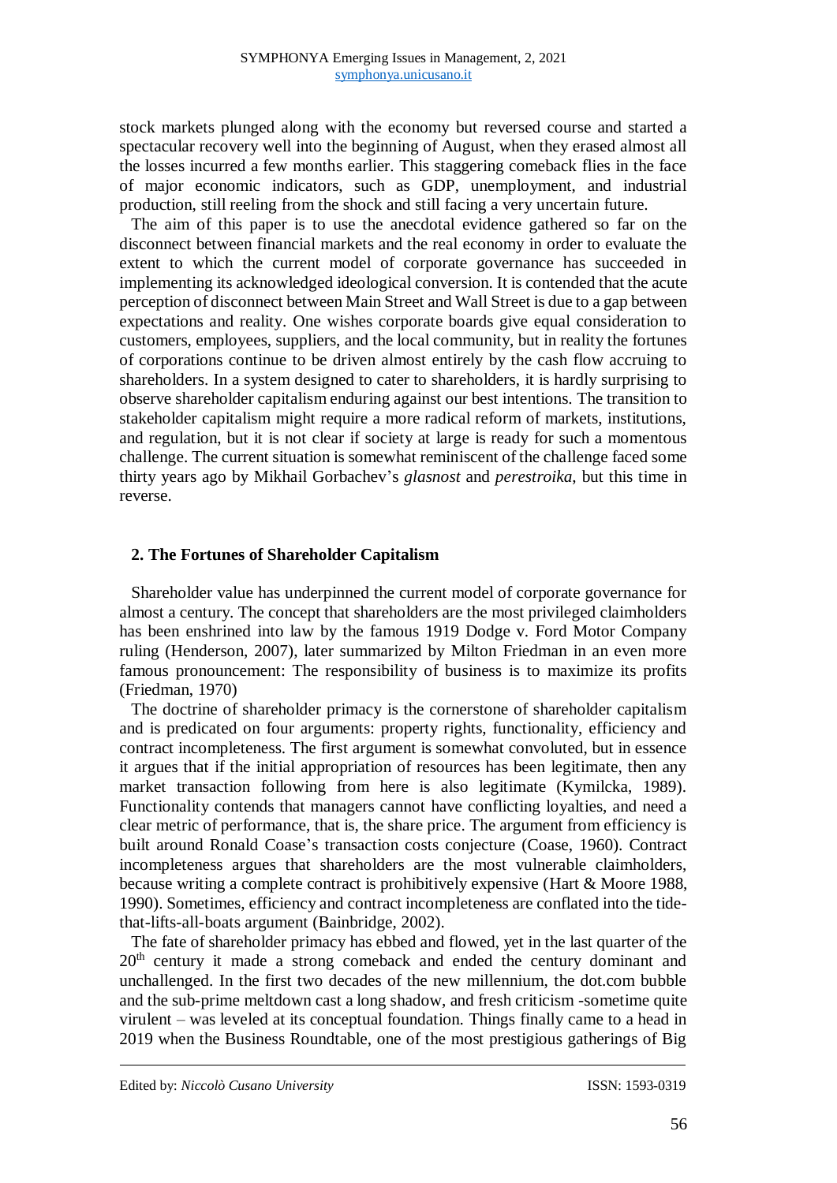stock markets plunged along with the economy but reversed course and started a spectacular recovery well into the beginning of August, when they erased almost all the losses incurred a few months earlier. This staggering comeback flies in the face of major economic indicators, such as GDP, unemployment, and industrial production, still reeling from the shock and still facing a very uncertain future.

The aim of this paper is to use the anecdotal evidence gathered so far on the disconnect between financial markets and the real economy in order to evaluate the extent to which the current model of corporate governance has succeeded in implementing its acknowledged ideological conversion. It is contended that the acute perception of disconnect between Main Street and Wall Street is due to a gap between expectations and reality. One wishes corporate boards give equal consideration to customers, employees, suppliers, and the local community, but in reality the fortunes of corporations continue to be driven almost entirely by the cash flow accruing to shareholders. In a system designed to cater to shareholders, it is hardly surprising to observe shareholder capitalism enduring against our best intentions. The transition to stakeholder capitalism might require a more radical reform of markets, institutions, and regulation, but it is not clear if society at large is ready for such a momentous challenge. The current situation is somewhat reminiscent of the challenge faced some thirty years ago by Mikhail Gorbachev's *glasnost* and *perestroika*, but this time in reverse.

## 2. The Fortunes of Shareholder Capitalism

Shareholder value has underpinned the current model of corporate governance for almost a century. The concept that shareholders are the most privileged claimholders has been enshrined into law by the famous 1919 Dodge v. Ford Motor Company ruling (Henderson, 2007), later summarized by Milton Friedman in an even more famous pronouncement: The responsibility of business is to maximize its profits (Friedman, 1970)

The doctrine of shareholder primacy is the cornerstone of shareholder capitalism and is predicated on four arguments: property rights, functionality, efficiency and contract incompleteness. The first argument is somewhat convoluted, but in essence it argues that if the initial appropriation of resources has been legitimate, then any market transaction following from here is also legitimate (Kymilcka, 1989). Functionality contends that managers cannot have conflicting loyalties, and need a clear metric of performance, that is, the share price. The argument from efficiency is built around Ronald Coase's transaction costs conjecture (Coase, 1960). Contract incompleteness argues that shareholders are the most vulnerable claimholders, because writing a complete contract is prohibitively expensive (Hart & Moore 1988, 1990). Sometimes, efficiency and contract incompleteness are conflated into the tide-that-lifts-all-boats argument (Bainbridge, 2002).

The fate of shareholder primacy has ebbed and flowed, yet in the last quarter of the 20th century it made a strong comeback and ended the century dominant and unchallenged. In the first two decades of the new millennium, the dot.com bubble and the sub-prime meltdown cast a long shadow, and fresh criticism -sometime quite virulent – was leveled at its conceptual foundation. Things finally came to a head in 2019 when the Business Roundtable, one of the most prestigious gatherings of Big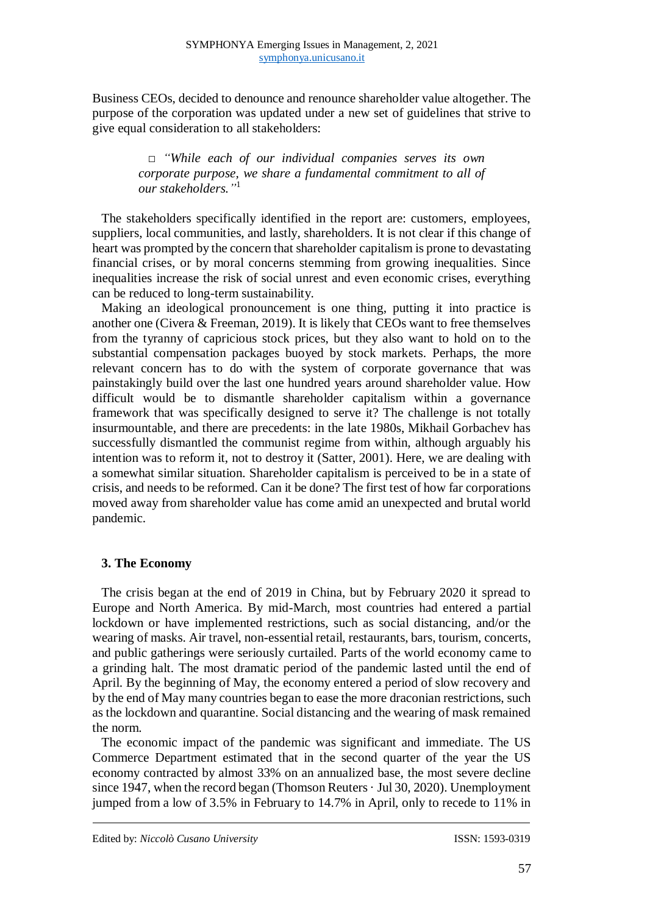Business CEOs, decided to denounce and renounce shareholder value altogether. The purpose of the corporation was updated under a new set of guidelines that strive to give equal consideration to all stakeholders:

> □ *"While each of our individual companies serves its own corporate purpose, we share a fundamental commitment to all of our stakeholders."*[1]

The stakeholders specifically identified in the report are: customers, employees, suppliers, local communities, and lastly, shareholders. It is not clear if this change of heart was prompted by the concern that shareholder capitalism is prone to devastating financial crises, or by moral concerns stemming from growing inequalities. Since inequalities increase the risk of social unrest and even economic crises, everything can be reduced to long-term sustainability.

Making an ideological pronouncement is one thing, putting it into practice is another one (Civera & Freeman, 2019). It is likely that CEOs want to free themselves from the tyranny of capricious stock prices, but they also want to hold on to the substantial compensation packages buoyed by stock markets. Perhaps, the more relevant concern has to do with the system of corporate governance that was painstakingly build over the last one hundred years around shareholder value. How difficult would be to dismantle shareholder capitalism within a governance framework that was specifically designed to serve it? The challenge is not totally insurmountable, and there are precedents: in the late 1980s, Mikhail Gorbachev has successfully dismantled the communist regime from within, although arguably his intention was to reform it, not to destroy it (Satter, 2001). Here, we are dealing with a somewhat similar situation. Shareholder capitalism is perceived to be in a state of crisis, and needs to be reformed. Can it be done? The first test of how far corporations moved away from shareholder value has come amid an unexpected and brutal world pandemic.

## 3. The Economy

The crisis began at the end of 2019 in China, but by February 2020 it spread to Europe and North America. By mid-March, most countries had entered a partial lockdown or have implemented restrictions, such as social distancing, and/or the wearing of masks. Air travel, non-essential retail, restaurants, bars, tourism, concerts, and public gatherings were seriously curtailed. Parts of the world economy came to a grinding halt. The most dramatic period of the pandemic lasted until the end of April. By the beginning of May, the economy entered a period of slow recovery and by the end of May many countries began to ease the more draconian restrictions, such as the lockdown and quarantine. Social distancing and the wearing of mask remained the norm.

The economic impact of the pandemic was significant and immediate. The US Commerce Department estimated that in the second quarter of the year the US economy contracted by almost 33% on an annualized base, the most severe decline since 1947, when the record began (Thomson Reuters · Jul 30, 2020). Unemployment jumped from a low of 3.5% in February to 14.7% in April, only to recede to 11% in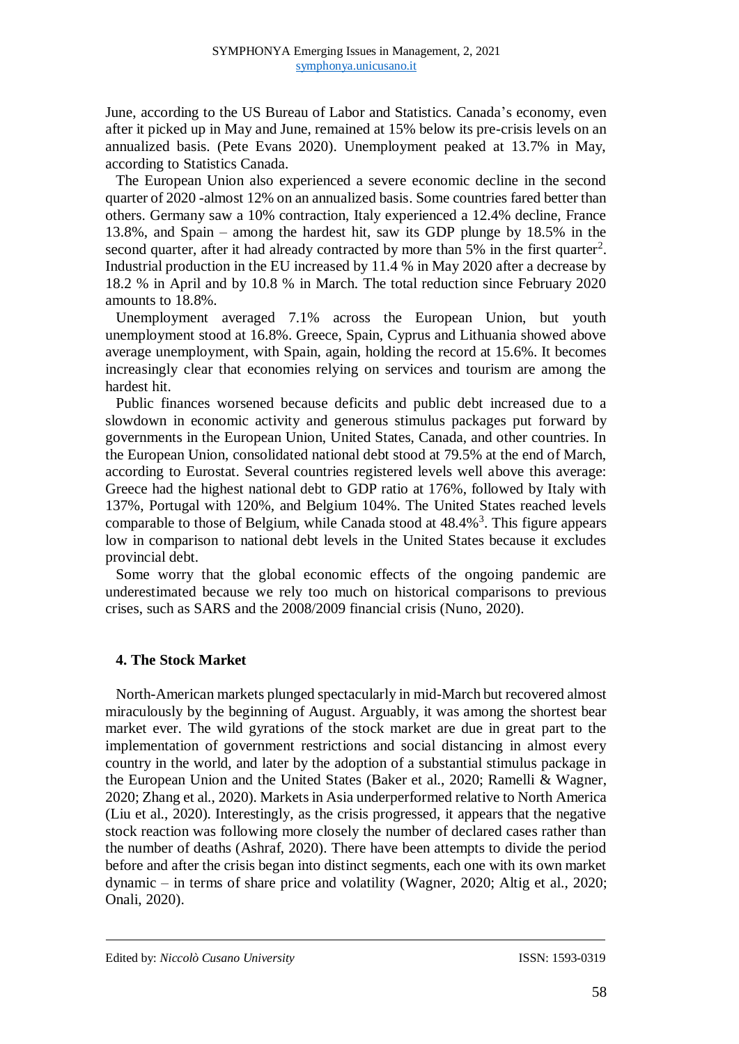June, according to the US Bureau of Labor and Statistics. Canada's economy, even after it picked up in May and June, remained at 15% below its pre-crisis levels on an annualized basis. (Pete Evans 2020). Unemployment peaked at 13.7% in May, according to Statistics Canada.

The European Union also experienced a severe economic decline in the second quarter of 2020 -almost 12% on an annualized basis. Some countries fared better than others. Germany saw a 10% contraction, Italy experienced a 12.4% decline, France 13.8%, and Spain – among the hardest hit, saw its GDP plunge by 18.5% in the second quarter, after it had already contracted by more than 5% in the first quarter[2]. Industrial production in the EU increased by 11.4 % in May 2020 after a decrease by 18.2 % in April and by 10.8 % in March. The total reduction since February 2020 amounts to 18.8%.

Unemployment averaged 7.1% across the European Union, but youth unemployment stood at 16.8%. Greece, Spain, Cyprus and Lithuania showed above average unemployment, with Spain, again, holding the record at 15.6%. It becomes increasingly clear that economies relying on services and tourism are among the hardest hit.

Public finances worsened because deficits and public debt increased due to a slowdown in economic activity and generous stimulus packages put forward by governments in the European Union, United States, Canada, and other countries. In the European Union, consolidated national debt stood at 79.5% at the end of March, according to Eurostat. Several countries registered levels well above this average: Greece had the highest national debt to GDP ratio at 176%, followed by Italy with 137%, Portugal with 120%, and Belgium 104%. The United States reached levels comparable to those of Belgium, while Canada stood at 48.4%[3]. This figure appears low in comparison to national debt levels in the United States because it excludes provincial debt.

Some worry that the global economic effects of the ongoing pandemic are underestimated because we rely too much on historical comparisons to previous crises, such as SARS and the 2008/2009 financial crisis (Nuno, 2020).

## 4. The Stock Market

North-American markets plunged spectacularly in mid-March but recovered almost miraculously by the beginning of August. Arguably, it was among the shortest bear market ever. The wild gyrations of the stock market are due in great part to the implementation of government restrictions and social distancing in almost every country in the world, and later by the adoption of a substantial stimulus package in the European Union and the United States (Baker et al., 2020; Ramelli & Wagner, 2020; Zhang et al., 2020). Markets in Asia underperformed relative to North America (Liu et al., 2020). Interestingly, as the crisis progressed, it appears that the negative stock reaction was following more closely the number of declared cases rather than the number of deaths (Ashraf, 2020). There have been attempts to divide the period before and after the crisis began into distinct segments, each one with its own market dynamic – in terms of share price and volatility (Wagner, 2020; Altig et al., 2020; Onali, 2020).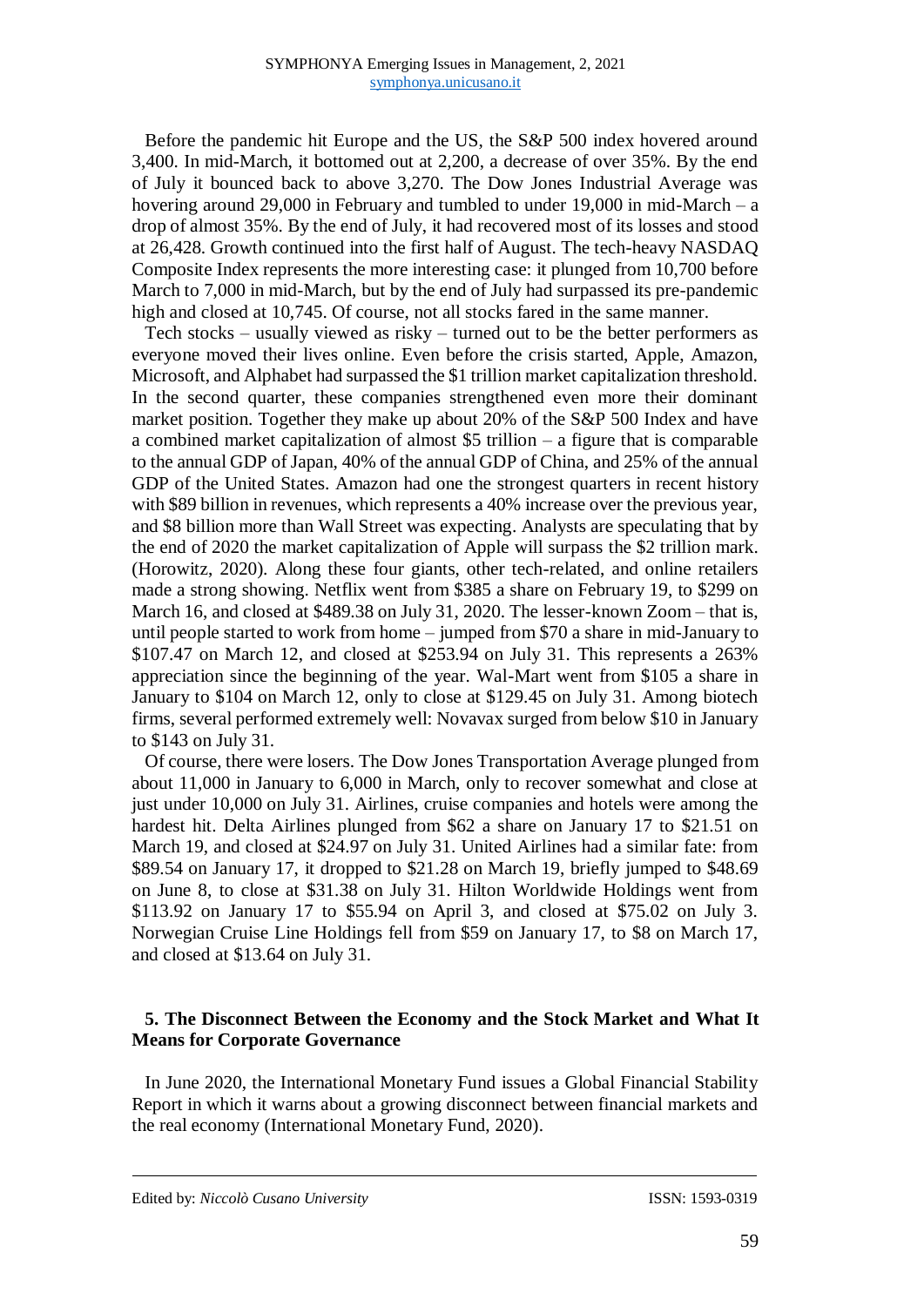Before the pandemic hit Europe and the US, the S&P 500 index hovered around 3,400. In mid-March, it bottomed out at 2,200, a decrease of over 35%. By the end of July it bounced back to above 3,270. The Dow Jones Industrial Average was hovering around 29,000 in February and tumbled to under 19,000 in mid-March – a drop of almost 35%. By the end of July, it had recovered most of its losses and stood at 26,428. Growth continued into the first half of August. The tech-heavy NASDAQ Composite Index represents the more interesting case: it plunged from 10,700 before March to 7,000 in mid-March, but by the end of July had surpassed its pre-pandemic high and closed at 10,745. Of course, not all stocks fared in the same manner.

Tech stocks – usually viewed as risky – turned out to be the better performers as everyone moved their lives online. Even before the crisis started, Apple, Amazon, Microsoft, and Alphabet had surpassed the $1 trillion market capitalization threshold. In the second quarter, these companies strengthened even more their dominant market position. Together they make up about 20% of the S&P 500 Index and have a combined market capitalization of almost $5 trillion – a figure that is comparable to the annual GDP of Japan, 40% of the annual GDP of China, and 25% of the annual GDP of the United States. Amazon had one the strongest quarters in recent history with $89 billion in revenues, which represents a 40% increase over the previous year, and $8 billion more than Wall Street was expecting. Analysts are speculating that by the end of 2020 the market capitalization of Apple will surpass the $2 trillion mark. (Horowitz, 2020). Along these four giants, other tech-related, and online retailers made a strong showing. Netflix went from $385 a share on February 19, to $299 on March 16, and closed at $489.38 on July 31, 2020. The lesser-known Zoom – that is, until people started to work from home – jumped from $70 a share in mid-January to $107.47 on March 12, and closed at $253.94 on July 31. This represents a 263% appreciation since the beginning of the year. Wal-Mart went from $105 a share in January to $104 on March 12, only to close at $129.45 on July 31. Among biotech firms, several performed extremely well: Novavax surged from below $10 in January to $143 on July 31.

Of course, there were losers. The Dow Jones Transportation Average plunged from about 11,000 in January to 6,000 in March, only to recover somewhat and close at just under 10,000 on July 31. Airlines, cruise companies and hotels were among the hardest hit. Delta Airlines plunged from $62 a share on January 17 to $21.51 on March 19, and closed at $24.97 on July 31. United Airlines had a similar fate: from $89.54 on January 17, it dropped to $21.28 on March 19, briefly jumped to $48.69 on June 8, to close at $31.38 on July 31. Hilton Worldwide Holdings went from $113.92 on January 17 to $55.94 on April 3, and closed at $75.02 on July 3. Norwegian Cruise Line Holdings fell from $59 on January 17, to $8 on March 17, and closed at $13.64 on July 31.

## 5. The Disconnect Between the Economy and the Stock Market and What It Means for Corporate Governance

In June 2020, the International Monetary Fund issues a Global Financial Stability Report in which it warns about a growing disconnect between financial markets and the real economy (International Monetary Fund, 2020).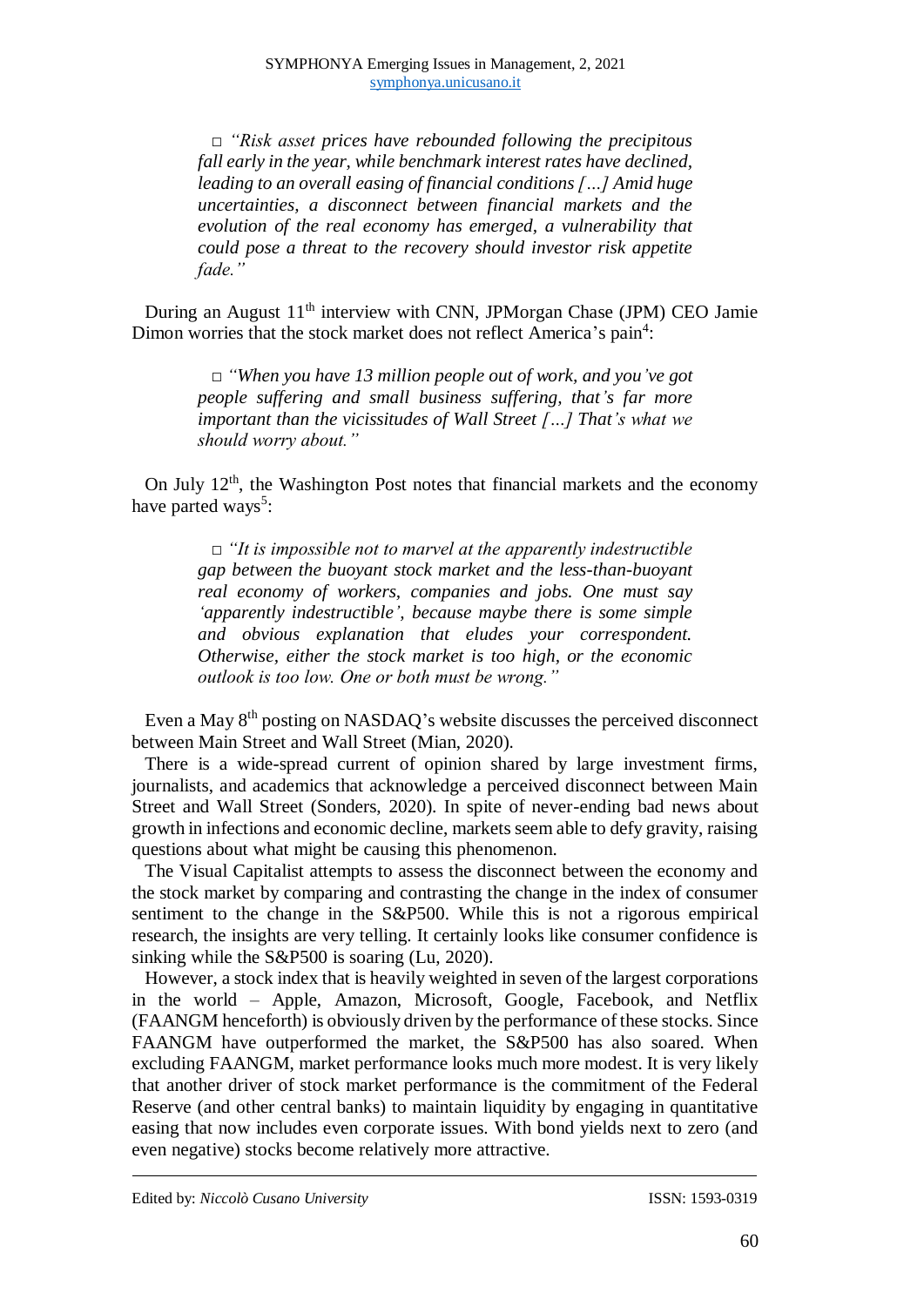□ *"Risk asset prices have rebounded following the precipitous fall early in the year, while benchmark interest rates have declined, leading to an overall easing of financial conditions […] Amid huge uncertainties, a disconnect between financial markets and the evolution of the real economy has emerged, a vulnerability that could pose a threat to the recovery should investor risk appetite fade."*

During an August 11th interview with CNN, JPMorgan Chase (JPM) CEO Jamie Dimon worries that the stock market does not reflect America's pain[4]:

> □ *"When you have 13 million people out of work, and you've got people suffering and small business suffering, that's far more important than the vicissitudes of Wall Street […] That's what we should worry about."*

On July 12th, the Washington Post notes that financial markets and the economy have parted ways[5]:

> □ *"It is impossible not to marvel at the apparently indestructible gap between the buoyant stock market and the less-than-buoyant real economy of workers, companies and jobs. One must say 'apparently indestructible', because maybe there is some simple and obvious explanation that eludes your correspondent. Otherwise, either the stock market is too high, or the economic outlook is too low. One or both must be wrong."*

Even a May 8th posting on NASDAQ's website discusses the perceived disconnect between Main Street and Wall Street (Mian, 2020).

There is a wide-spread current of opinion shared by large investment firms, journalists, and academics that acknowledge a perceived disconnect between Main Street and Wall Street (Sonders, 2020). In spite of never-ending bad news about growth in infections and economic decline, markets seem able to defy gravity, raising questions about what might be causing this phenomenon.

The Visual Capitalist attempts to assess the disconnect between the economy and the stock market by comparing and contrasting the change in the index of consumer sentiment to the change in the S&P500. While this is not a rigorous empirical research, the insights are very telling. It certainly looks like consumer confidence is sinking while the S&P500 is soaring (Lu, 2020).

However, a stock index that is heavily weighted in seven of the largest corporations in the world – Apple, Amazon, Microsoft, Google, Facebook, and Netflix (FAANGM henceforth) is obviously driven by the performance of these stocks. Since FAANGM have outperformed the market, the S&P500 has also soared. When excluding FAANGM, market performance looks much more modest. It is very likely that another driver of stock market performance is the commitment of the Federal Reserve (and other central banks) to maintain liquidity by engaging in quantitative easing that now includes even corporate issues. With bond yields next to zero (and even negative) stocks become relatively more attractive.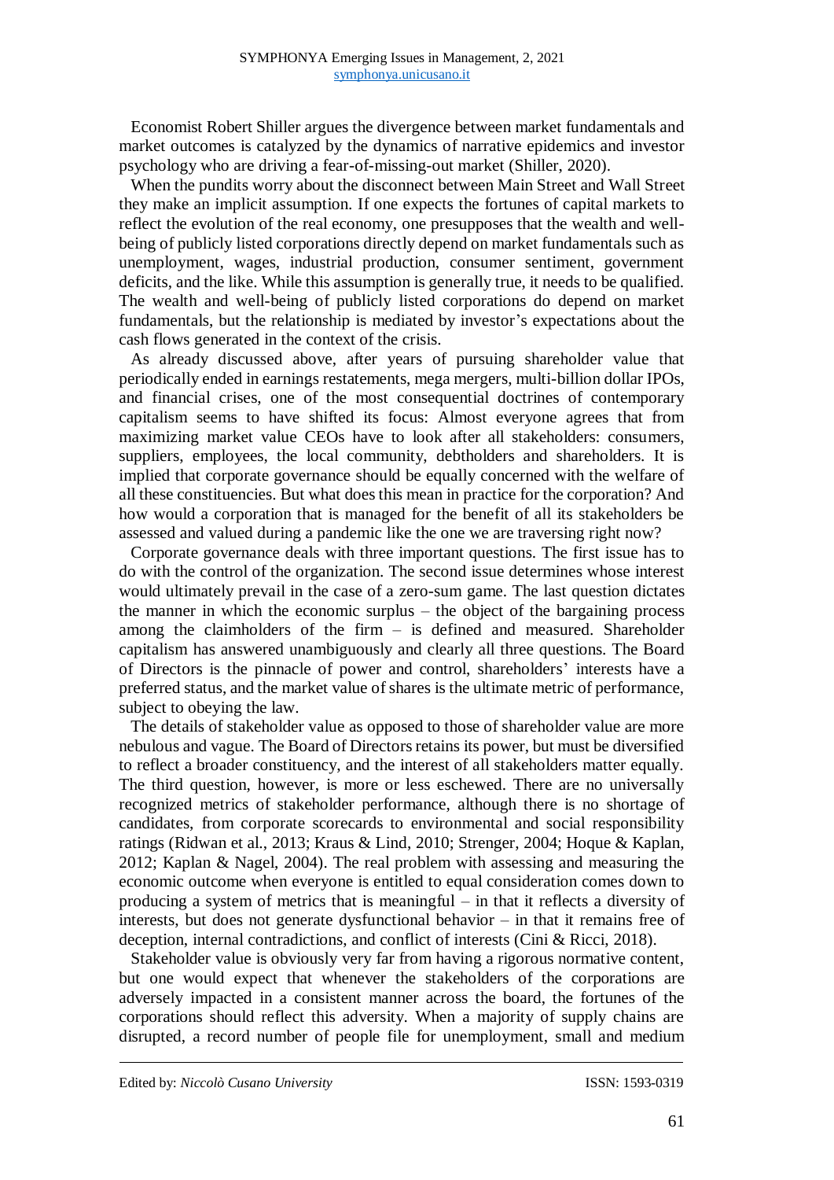Economist Robert Shiller argues the divergence between market fundamentals and market outcomes is catalyzed by the dynamics of narrative epidemics and investor psychology who are driving a fear-of-missing-out market (Shiller, 2020).

When the pundits worry about the disconnect between Main Street and Wall Street they make an implicit assumption. If one expects the fortunes of capital markets to reflect the evolution of the real economy, one presupposes that the wealth and well-being of publicly listed corporations directly depend on market fundamentals such as unemployment, wages, industrial production, consumer sentiment, government deficits, and the like. While this assumption is generally true, it needs to be qualified. The wealth and well-being of publicly listed corporations do depend on market fundamentals, but the relationship is mediated by investor's expectations about the cash flows generated in the context of the crisis.

As already discussed above, after years of pursuing shareholder value that periodically ended in earnings restatements, mega mergers, multi-billion dollar IPOs, and financial crises, one of the most consequential doctrines of contemporary capitalism seems to have shifted its focus: Almost everyone agrees that from maximizing market value CEOs have to look after all stakeholders: consumers, suppliers, employees, the local community, debtholders and shareholders. It is implied that corporate governance should be equally concerned with the welfare of all these constituencies. But what does this mean in practice for the corporation? And how would a corporation that is managed for the benefit of all its stakeholders be assessed and valued during a pandemic like the one we are traversing right now?

Corporate governance deals with three important questions. The first issue has to do with the control of the organization. The second issue determines whose interest would ultimately prevail in the case of a zero-sum game. The last question dictates the manner in which the economic surplus – the object of the bargaining process among the claimholders of the firm – is defined and measured. Shareholder capitalism has answered unambiguously and clearly all three questions. The Board of Directors is the pinnacle of power and control, shareholders' interests have a preferred status, and the market value of shares is the ultimate metric of performance, subject to obeying the law.

The details of stakeholder value as opposed to those of shareholder value are more nebulous and vague. The Board of Directors retains its power, but must be diversified to reflect a broader constituency, and the interest of all stakeholders matter equally. The third question, however, is more or less eschewed. There are no universally recognized metrics of stakeholder performance, although there is no shortage of candidates, from corporate scorecards to environmental and social responsibility ratings (Ridwan et al., 2013; Kraus & Lind, 2010; Strenger, 2004; Hoque & Kaplan, 2012; Kaplan & Nagel, 2004). The real problem with assessing and measuring the economic outcome when everyone is entitled to equal consideration comes down to producing a system of metrics that is meaningful – in that it reflects a diversity of interests, but does not generate dysfunctional behavior – in that it remains free of deception, internal contradictions, and conflict of interests (Cini & Ricci, 2018).

Stakeholder value is obviously very far from having a rigorous normative content, but one would expect that whenever the stakeholders of the corporations are adversely impacted in a consistent manner across the board, the fortunes of the corporations should reflect this adversity. When a majority of supply chains are disrupted, a record number of people file for unemployment, small and medium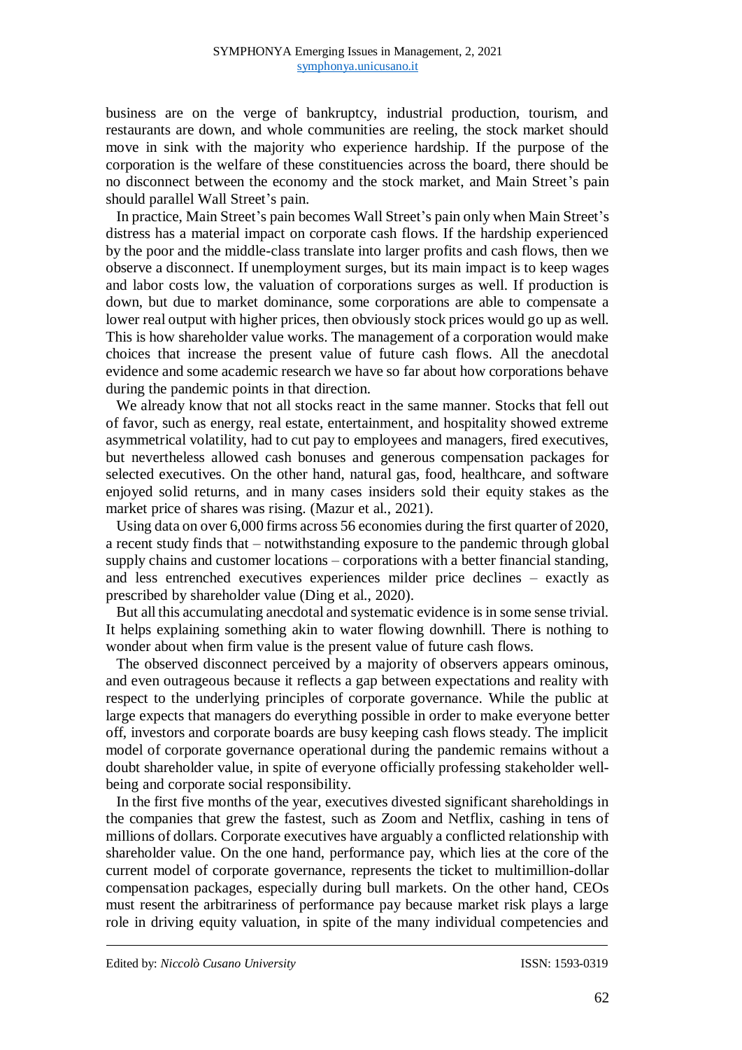business are on the verge of bankruptcy, industrial production, tourism, and restaurants are down, and whole communities are reeling, the stock market should move in sink with the majority who experience hardship. If the purpose of the corporation is the welfare of these constituencies across the board, there should be no disconnect between the economy and the stock market, and Main Street's pain should parallel Wall Street's pain.

In practice, Main Street's pain becomes Wall Street's pain only when Main Street's distress has a material impact on corporate cash flows. If the hardship experienced by the poor and the middle-class translate into larger profits and cash flows, then we observe a disconnect. If unemployment surges, but its main impact is to keep wages and labor costs low, the valuation of corporations surges as well. If production is down, but due to market dominance, some corporations are able to compensate a lower real output with higher prices, then obviously stock prices would go up as well. This is how shareholder value works. The management of a corporation would make choices that increase the present value of future cash flows. All the anecdotal evidence and some academic research we have so far about how corporations behave during the pandemic points in that direction.

We already know that not all stocks react in the same manner. Stocks that fell out of favor, such as energy, real estate, entertainment, and hospitality showed extreme asymmetrical volatility, had to cut pay to employees and managers, fired executives, but nevertheless allowed cash bonuses and generous compensation packages for selected executives. On the other hand, natural gas, food, healthcare, and software enjoyed solid returns, and in many cases insiders sold their equity stakes as the market price of shares was rising. (Mazur et al., 2021).

Using data on over 6,000 firms across 56 economies during the first quarter of 2020, a recent study finds that – notwithstanding exposure to the pandemic through global supply chains and customer locations – corporations with a better financial standing, and less entrenched executives experiences milder price declines – exactly as prescribed by shareholder value (Ding et al., 2020).

But all this accumulating anecdotal and systematic evidence is in some sense trivial. It helps explaining something akin to water flowing downhill. There is nothing to wonder about when firm value is the present value of future cash flows.

The observed disconnect perceived by a majority of observers appears ominous, and even outrageous because it reflects a gap between expectations and reality with respect to the underlying principles of corporate governance. While the public at large expects that managers do everything possible in order to make everyone better off, investors and corporate boards are busy keeping cash flows steady. The implicit model of corporate governance operational during the pandemic remains without a doubt shareholder value, in spite of everyone officially professing stakeholder well-being and corporate social responsibility.

In the first five months of the year, executives divested significant shareholdings in the companies that grew the fastest, such as Zoom and Netflix, cashing in tens of millions of dollars. Corporate executives have arguably a conflicted relationship with shareholder value. On the one hand, performance pay, which lies at the core of the current model of corporate governance, represents the ticket to multimillion-dollar compensation packages, especially during bull markets. On the other hand, CEOs must resent the arbitrariness of performance pay because market risk plays a large role in driving equity valuation, in spite of the many individual competencies and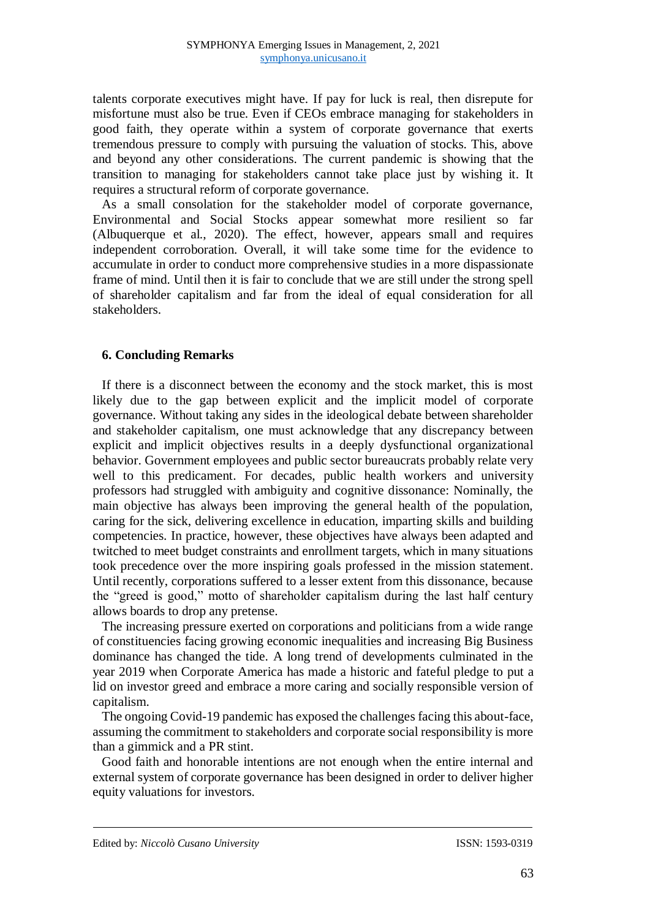talents corporate executives might have. If pay for luck is real, then disrepute for misfortune must also be true. Even if CEOs embrace managing for stakeholders in good faith, they operate within a system of corporate governance that exerts tremendous pressure to comply with pursuing the valuation of stocks. This, above and beyond any other considerations. The current pandemic is showing that the transition to managing for stakeholders cannot take place just by wishing it. It requires a structural reform of corporate governance.

As a small consolation for the stakeholder model of corporate governance, Environmental and Social Stocks appear somewhat more resilient so far (Albuquerque et al., 2020). The effect, however, appears small and requires independent corroboration. Overall, it will take some time for the evidence to accumulate in order to conduct more comprehensive studies in a more dispassionate frame of mind. Until then it is fair to conclude that we are still under the strong spell of shareholder capitalism and far from the ideal of equal consideration for all stakeholders.

## 6. Concluding Remarks

If there is a disconnect between the economy and the stock market, this is most likely due to the gap between explicit and the implicit model of corporate governance. Without taking any sides in the ideological debate between shareholder and stakeholder capitalism, one must acknowledge that any discrepancy between explicit and implicit objectives results in a deeply dysfunctional organizational behavior. Government employees and public sector bureaucrats probably relate very well to this predicament. For decades, public health workers and university professors had struggled with ambiguity and cognitive dissonance: Nominally, the main objective has always been improving the general health of the population, caring for the sick, delivering excellence in education, imparting skills and building competencies. In practice, however, these objectives have always been adapted and twitched to meet budget constraints and enrollment targets, which in many situations took precedence over the more inspiring goals professed in the mission statement. Until recently, corporations suffered to a lesser extent from this dissonance, because the "greed is good," motto of shareholder capitalism during the last half century allows boards to drop any pretense.

The increasing pressure exerted on corporations and politicians from a wide range of constituencies facing growing economic inequalities and increasing Big Business dominance has changed the tide. A long trend of developments culminated in the year 2019 when Corporate America has made a historic and fateful pledge to put a lid on investor greed and embrace a more caring and socially responsible version of capitalism.

The ongoing Covid-19 pandemic has exposed the challenges facing this about-face, assuming the commitment to stakeholders and corporate social responsibility is more than a gimmick and a PR stint.

Good faith and honorable intentions are not enough when the entire internal and external system of corporate governance has been designed in order to deliver higher equity valuations for investors.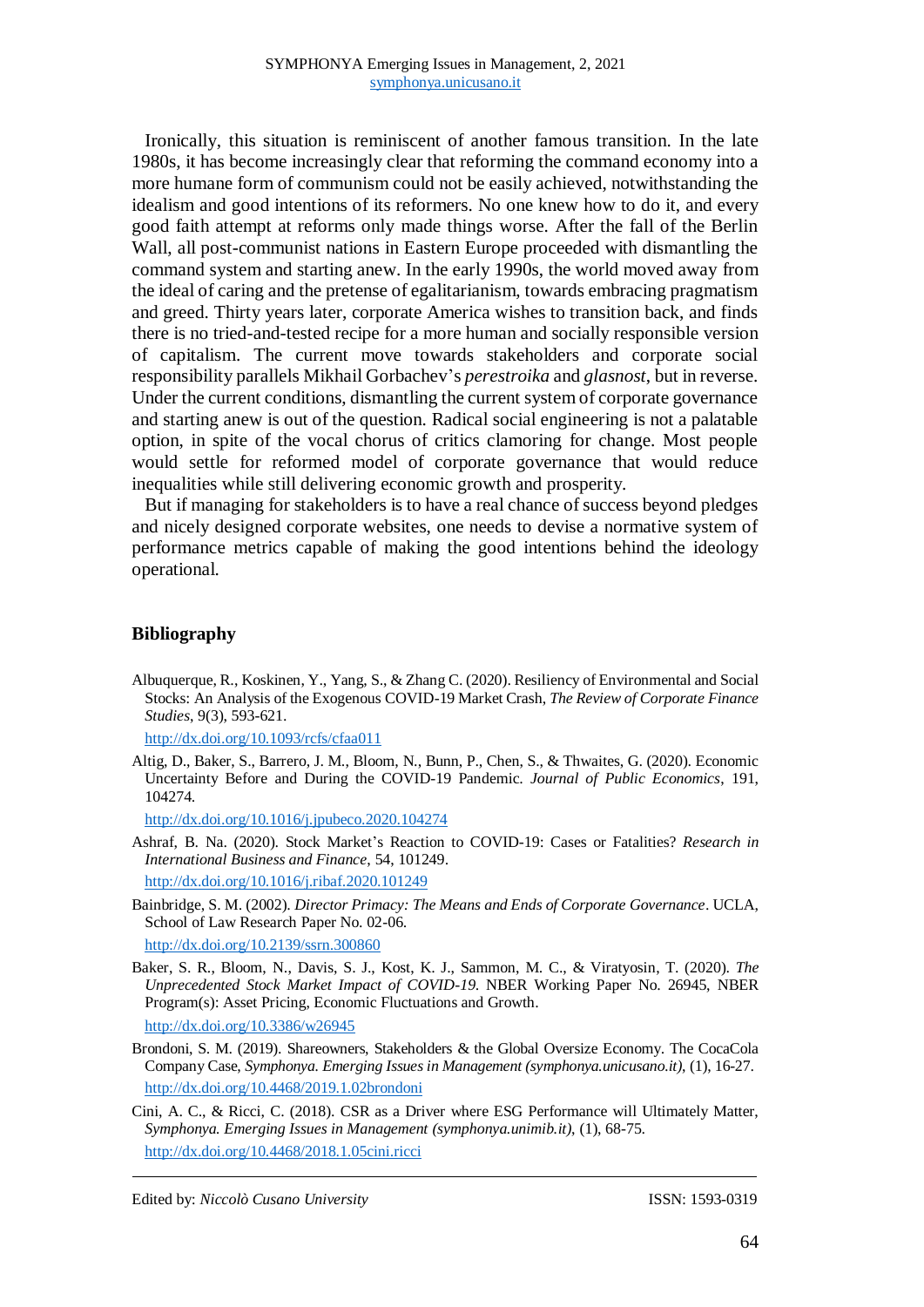Ironically, this situation is reminiscent of another famous transition. In the late 1980s, it has become increasingly clear that reforming the command economy into a more humane form of communism could not be easily achieved, notwithstanding the idealism and good intentions of its reformers. No one knew how to do it, and every good faith attempt at reforms only made things worse. After the fall of the Berlin Wall, all post-communist nations in Eastern Europe proceeded with dismantling the command system and starting anew. In the early 1990s, the world moved away from the ideal of caring and the pretense of egalitarianism, towards embracing pragmatism and greed. Thirty years later, corporate America wishes to transition back, and finds there is no tried-and-tested recipe for a more human and socially responsible version of capitalism. The current move towards stakeholders and corporate social responsibility parallels Mikhail Gorbachev's *perestroika* and *glasnost*, but in reverse. Under the current conditions, dismantling the current system of corporate governance and starting anew is out of the question. Radical social engineering is not a palatable option, in spite of the vocal chorus of critics clamoring for change. Most people would settle for reformed model of corporate governance that would reduce inequalities while still delivering economic growth and prosperity.

But if managing for stakeholders is to have a real chance of success beyond pledges and nicely designed corporate websites, one needs to devise a normative system of performance metrics capable of making the good intentions behind the ideology operational.

## Bibliography

Albuquerque, R., Koskinen, Y., Yang, S., & Zhang C. (2020). Resiliency of Environmental and Social Stocks: An Analysis of the Exogenous COVID-19 Market Crash, *The Review of Corporate Finance Studies*, 9(3), 593-621.
http://dx.doi.org/10.1093/rcfs/cfaa011

Altig, D., Baker, S., Barrero, J. M., Bloom, N., Bunn, P., Chen, S., & Thwaites, G. (2020). Economic Uncertainty Before and During the COVID-19 Pandemic. *Journal of Public Economics*, 191, 104274.
http://dx.doi.org/10.1016/j.jpubeco.2020.104274

Ashraf, B. Na. (2020). Stock Market's Reaction to COVID-19: Cases or Fatalities? *Research in International Business and Finance*, 54, 101249.
http://dx.doi.org/10.1016/j.ribaf.2020.101249

Bainbridge, S. M. (2002). *Director Primacy: The Means and Ends of Corporate Governance*. UCLA, School of Law Research Paper No. 02-06.
http://dx.doi.org/10.2139/ssrn.300860

Baker, S. R., Bloom, N., Davis, S. J., Kost, K. J., Sammon, M. C., & Viratyosin, T. (2020). *The Unprecedented Stock Market Impact of COVID-19*. NBER Working Paper No. 26945, NBER Program(s): Asset Pricing, Economic Fluctuations and Growth.
http://dx.doi.org/10.3386/w26945

Brondoni, S. M. (2019). Shareowners, Stakeholders & the Global Oversize Economy. The CocaCola Company Case, *Symphonya. Emerging Issues in Management (symphonya.unicusano.it)*, (1), 16-27.
http://dx.doi.org/10.4468/2019.1.02brondoni

Cini, A. C., & Ricci, C. (2018). CSR as a Driver where ESG Performance will Ultimately Matter, *Symphonya. Emerging Issues in Management (symphonya.unimib.it)*, (1), 68-75.
http://dx.doi.org/10.4468/2018.1.05cini.ricci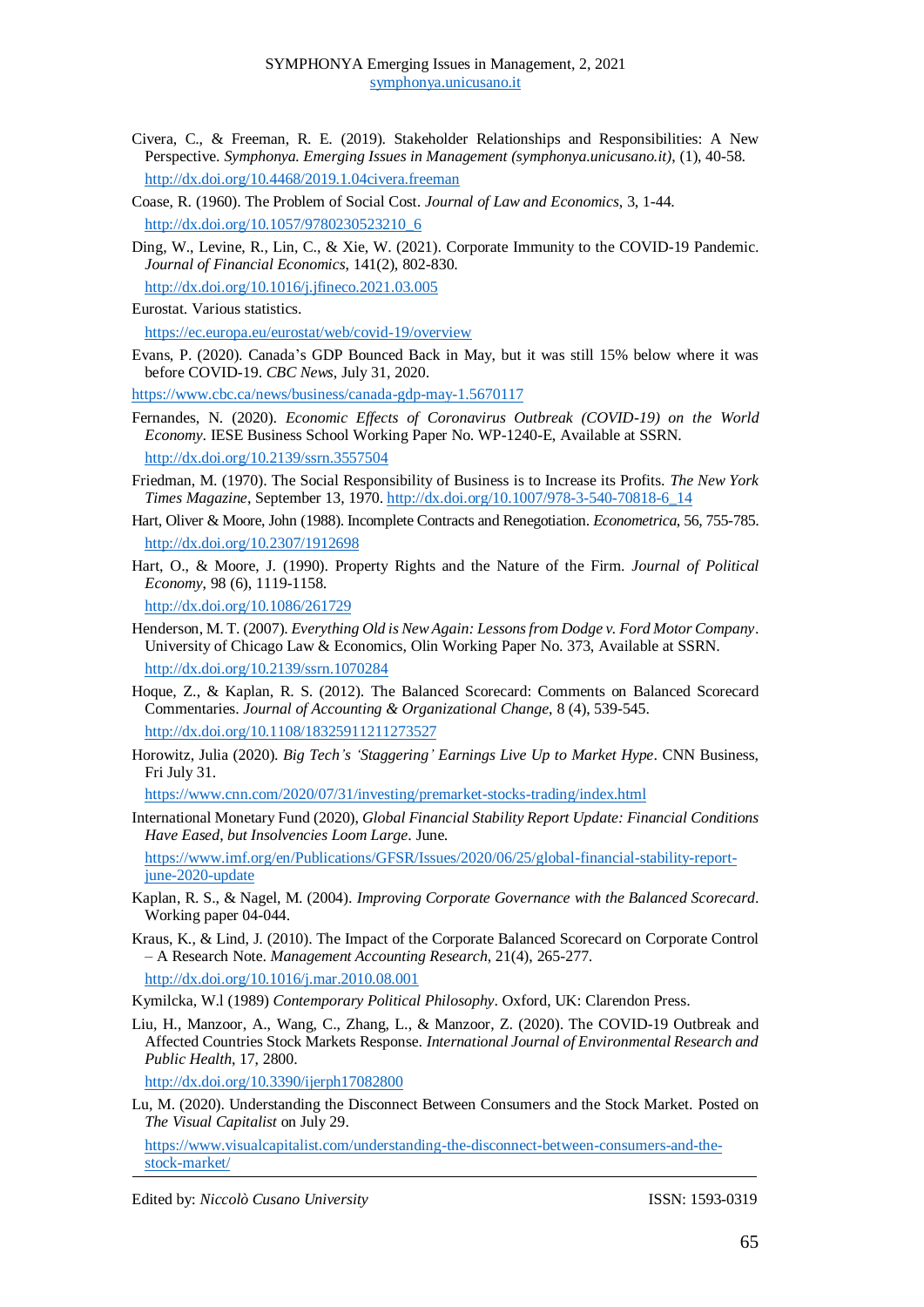Civera, C., & Freeman, R. E. (2019). Stakeholder Relationships and Responsibilities: A New Perspective. *Symphonya. Emerging Issues in Management (symphonya.unicusano.it)*, (1), 40-58. http://dx.doi.org/10.4468/2019.1.04civera.freeman

Coase, R. (1960). The Problem of Social Cost. *Journal of Law and Economics*, 3, 1-44. http://dx.doi.org/10.1057/9780230523210_6

Ding, W., Levine, R., Lin, C., & Xie, W. (2021). Corporate Immunity to the COVID-19 Pandemic. *Journal of Financial Economics*, 141(2), 802-830. http://dx.doi.org/10.1016/j.jfineco.2021.03.005

Eurostat. Various statistics. https://ec.europa.eu/eurostat/web/covid-19/overview

Evans, P. (2020). Canada's GDP Bounced Back in May, but it was still 15% below where it was before COVID-19. *CBC News*, July 31, 2020. https://www.cbc.ca/news/business/canada-gdp-may-1.5670117

Fernandes, N. (2020). *Economic Effects of Coronavirus Outbreak (COVID-19) on the World Economy*. IESE Business School Working Paper No. WP-1240-E, Available at SSRN. http://dx.doi.org/10.2139/ssrn.3557504

Friedman, M. (1970). The Social Responsibility of Business is to Increase its Profits. *The New York Times Magazine*, September 13, 1970. http://dx.doi.org/10.1007/978-3-540-70818-6_14

Hart, Oliver & Moore, John (1988). Incomplete Contracts and Renegotiation. *Econometrica*, 56, 755-785. http://dx.doi.org/10.2307/1912698

Hart, O., & Moore, J. (1990). Property Rights and the Nature of the Firm. *Journal of Political Economy*, 98 (6), 1119-1158. http://dx.doi.org/10.1086/261729

Henderson, M. T. (2007). *Everything Old is New Again: Lessons from Dodge v. Ford Motor Company*. University of Chicago Law & Economics, Olin Working Paper No. 373, Available at SSRN. http://dx.doi.org/10.2139/ssrn.1070284

Hoque, Z., & Kaplan, R. S. (2012). The Balanced Scorecard: Comments on Balanced Scorecard Commentaries. *Journal of Accounting & Organizational Change*, 8 (4), 539-545. http://dx.doi.org/10.1108/18325911211273527

Horowitz, Julia (2020). *Big Tech's 'Staggering' Earnings Live Up to Market Hype*. CNN Business, Fri July 31. https://www.cnn.com/2020/07/31/investing/premarket-stocks-trading/index.html

International Monetary Fund (2020), *Global Financial Stability Report Update: Financial Conditions Have Eased, but Insolvencies Loom Large*. June. https://www.imf.org/en/Publications/GFSR/Issues/2020/06/25/global-financial-stability-report-june-2020-update

Kaplan, R. S., & Nagel, M. (2004). *Improving Corporate Governance with the Balanced Scorecard*. Working paper 04-044.

Kraus, K., & Lind, J. (2010). The Impact of the Corporate Balanced Scorecard on Corporate Control – A Research Note. *Management Accounting Research*, 21(4), 265-277. http://dx.doi.org/10.1016/j.mar.2010.08.001

Kymilcka, W.l (1989) *Contemporary Political Philosophy*. Oxford, UK: Clarendon Press.

Liu, H., Manzoor, A., Wang, C., Zhang, L., & Manzoor, Z. (2020). The COVID-19 Outbreak and Affected Countries Stock Markets Response. *International Journal of Environmental Research and Public Health*, 17, 2800. http://dx.doi.org/10.3390/ijerph17082800

Lu, M. (2020). Understanding the Disconnect Between Consumers and the Stock Market. Posted on *The Visual Capitalist* on July 29. https://www.visualcapitalist.com/understanding-the-disconnect-between-consumers-and-the-stock-market/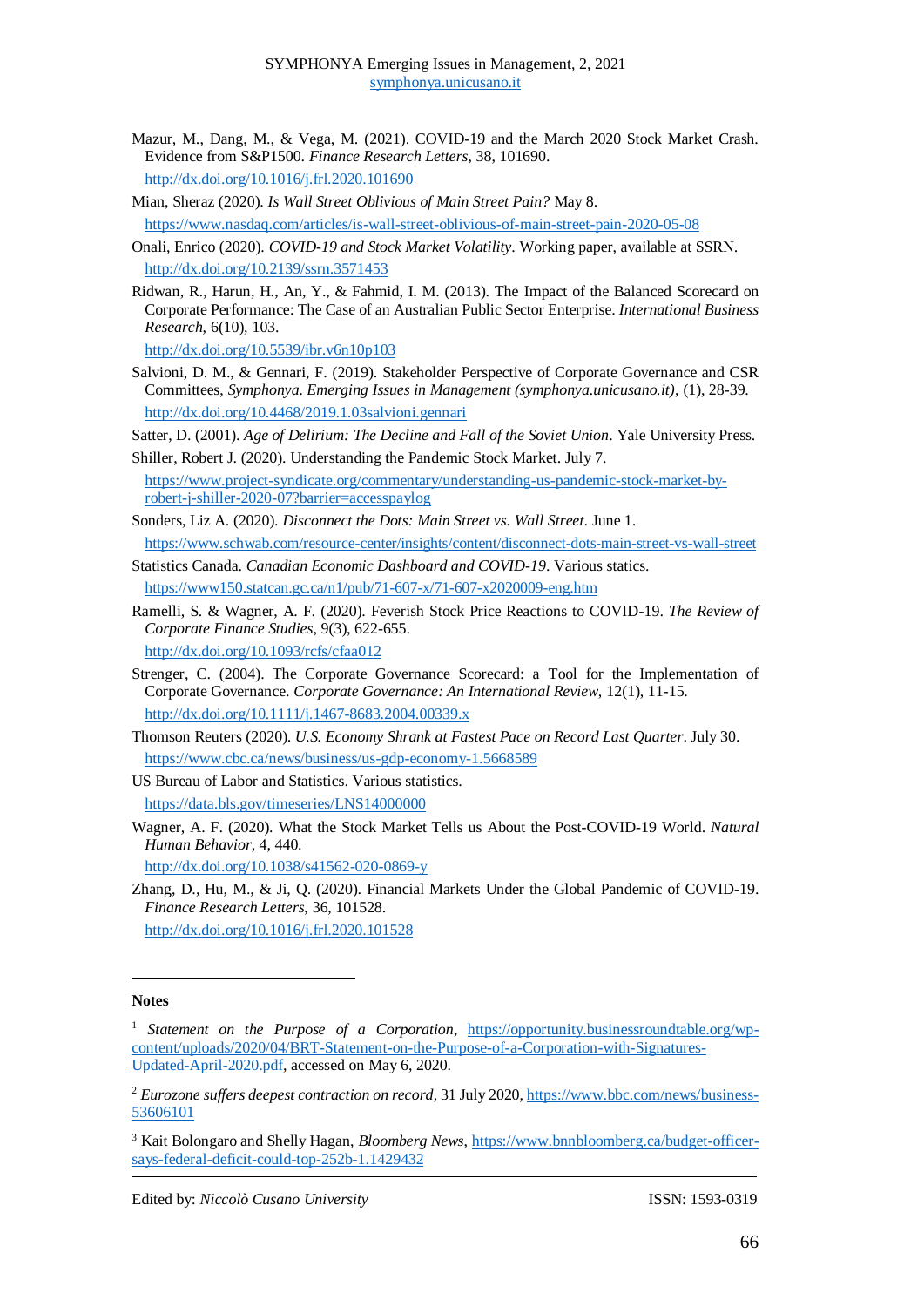Mazur, M., Dang, M., & Vega, M. (2021). COVID-19 and the March 2020 Stock Market Crash. Evidence from S&P1500. *Finance Research Letters*, 38, 101690. http://dx.doi.org/10.1016/j.frl.2020.101690

Mian, Sheraz (2020). *Is Wall Street Oblivious of Main Street Pain?* May 8. https://www.nasdaq.com/articles/is-wall-street-oblivious-of-main-street-pain-2020-05-08

Onali, Enrico (2020). *COVID-19 and Stock Market Volatility*. Working paper, available at SSRN. http://dx.doi.org/10.2139/ssrn.3571453

Ridwan, R., Harun, H., An, Y., & Fahmid, I. M. (2013). The Impact of the Balanced Scorecard on Corporate Performance: The Case of an Australian Public Sector Enterprise. *International Business Research*, 6(10), 103. http://dx.doi.org/10.5539/ibr.v6n10p103

Salvioni, D. M., & Gennari, F. (2019). Stakeholder Perspective of Corporate Governance and CSR Committees, *Symphonya. Emerging Issues in Management (symphonya.unicusano.it)*, (1), 28-39. http://dx.doi.org/10.4468/2019.1.03salvioni.gennari

Satter, D. (2001). *Age of Delirium: The Decline and Fall of the Soviet Union*. Yale University Press.

Shiller, Robert J. (2020). Understanding the Pandemic Stock Market. July 7. https://www.project-syndicate.org/commentary/understanding-us-pandemic-stock-market-by-robert-j-shiller-2020-07?barrier=accesspaylog

Sonders, Liz A. (2020). *Disconnect the Dots: Main Street vs. Wall Street*. June 1. https://www.schwab.com/resource-center/insights/content/disconnect-dots-main-street-vs-wall-street

Statistics Canada. *Canadian Economic Dashboard and COVID-19*. Various statics. https://www150.statcan.gc.ca/n1/pub/71-607-x/71-607-x2020009-eng.htm

Ramelli, S. & Wagner, A. F. (2020). Feverish Stock Price Reactions to COVID-19. *The Review of Corporate Finance Studies*, 9(3), 622-655. http://dx.doi.org/10.1093/rcfs/cfaa012

Strenger, C. (2004). The Corporate Governance Scorecard: a Tool for the Implementation of Corporate Governance. *Corporate Governance: An International Review*, 12(1), 11-15. http://dx.doi.org/10.1111/j.1467-8683.2004.00339.x

Thomson Reuters (2020). *U.S. Economy Shrank at Fastest Pace on Record Last Quarter*. July 30. https://www.cbc.ca/news/business/us-gdp-economy-1.5668589

US Bureau of Labor and Statistics. Various statistics. https://data.bls.gov/timeseries/LNS14000000

Wagner, A. F. (2020). What the Stock Market Tells us About the Post-COVID-19 World. *Natural Human Behavior*, 4, 440. http://dx.doi.org/10.1038/s41562-020-0869-y

Zhang, D., Hu, M., & Ji, Q. (2020). Financial Markets Under the Global Pandemic of COVID-19. *Finance Research Letters*, 36, 101528. http://dx.doi.org/10.1016/j.frl.2020.101528

---

**Notes**

[1] *Statement on the Purpose of a Corporation*, https://opportunity.businessroundtable.org/wp-content/uploads/2020/04/BRT-Statement-on-the-Purpose-of-a-Corporation-with-Signatures-Updated-April-2020.pdf, accessed on May 6, 2020.

[2] *Eurozone suffers deepest contraction on record*, 31 July 2020, https://www.bbc.com/news/business-53606101

[3] Kait Bolongaro and Shelly Hagan, *Bloomberg News*, https://www.bnnbloomberg.ca/budget-officer-says-federal-deficit-could-top-252b-1.1429432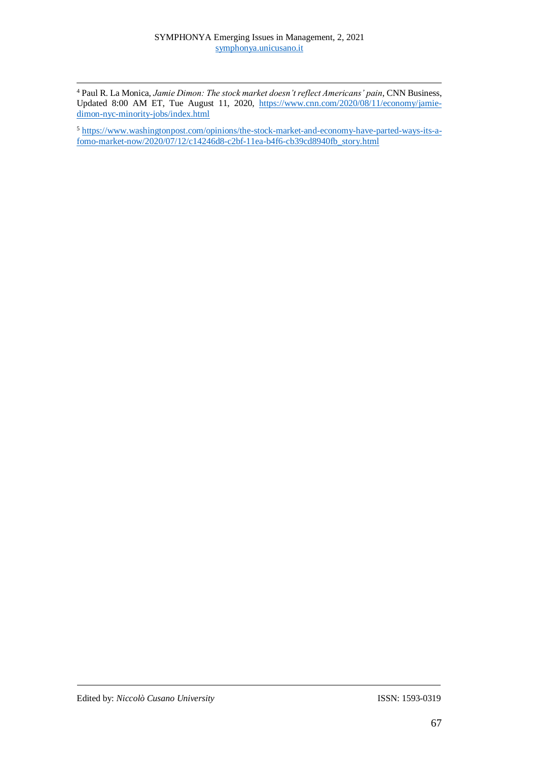[4] Paul R. La Monica, *Jamie Dimon: The stock market doesn't reflect Americans' pain*, CNN Business, Updated 8:00 AM ET, Tue August 11, 2020, https://www.cnn.com/2020/08/11/economy/jamie-dimon-nyc-minority-jobs/index.html

[5] https://www.washingtonpost.com/opinions/the-stock-market-and-economy-have-parted-ways-its-a-fomo-market-now/2020/07/12/c14246d8-c2bf-11ea-b4f6-cb39cd8940fb_story.html